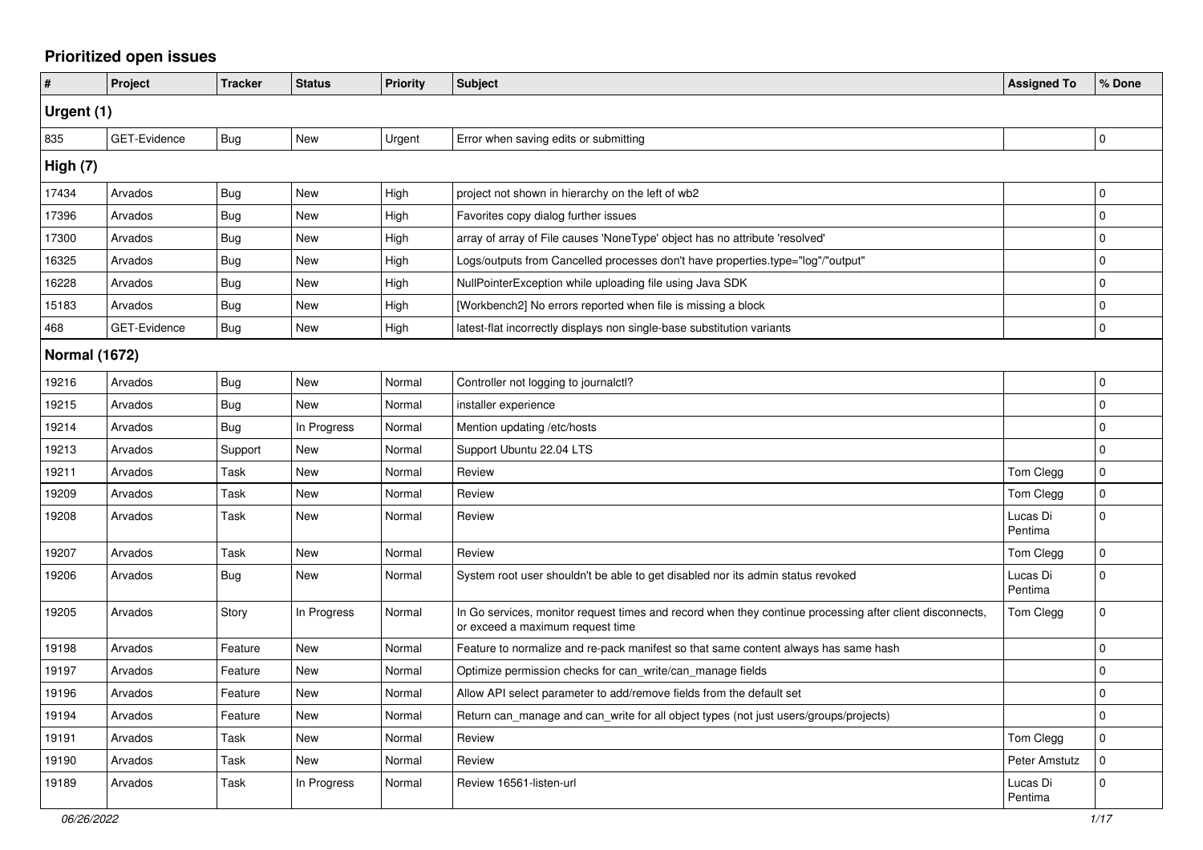# Prioritized open issues

| # | Project | Tracker | Status | Priority | Subject | Assigned To | % Done |
|---|---|---|---|---|---|---|---|
| **Urgent (1)** | | | | | | | |
| 835 | GET-Evidence | Bug | New | Urgent | Error when saving edits or submitting | | 0 |
| **High (7)** | | | | | | | |
| 17434 | Arvados | Bug | New | High | project not shown in hierarchy on the left of wb2 | | 0 |
| 17396 | Arvados | Bug | New | High | Favorites copy dialog further issues | | 0 |
| 17300 | Arvados | Bug | New | High | array of array of File causes 'NoneType' object has no attribute 'resolved' | | 0 |
| 16325 | Arvados | Bug | New | High | Logs/outputs from Cancelled processes don't have properties.type="log"/"output" | | 0 |
| 16228 | Arvados | Bug | New | High | NullPointerException while uploading file using Java SDK | | 0 |
| 15183 | Arvados | Bug | New | High | [Workbench2] No errors reported when file is missing a block | | 0 |
| 468 | GET-Evidence | Bug | New | High | latest-flat incorrectly displays non single-base substitution variants | | 0 |
| **Normal (1672)** | | | | | | | |
| 19216 | Arvados | Bug | New | Normal | Controller not logging to journalctl? | | 0 |
| 19215 | Arvados | Bug | New | Normal | installer experience | | 0 |
| 19214 | Arvados | Bug | In Progress | Normal | Mention updating /etc/hosts | | 0 |
| 19213 | Arvados | Support | New | Normal | Support Ubuntu 22.04 LTS | | 0 |
| 19211 | Arvados | Task | New | Normal | Review | Tom Clegg | 0 |
| 19209 | Arvados | Task | New | Normal | Review | Tom Clegg | 0 |
| 19208 | Arvados | Task | New | Normal | Review | Lucas Di Pentima | 0 |
| 19207 | Arvados | Task | New | Normal | Review | Tom Clegg | 0 |
| 19206 | Arvados | Bug | New | Normal | System root user shouldn't be able to get disabled nor its admin status revoked | Lucas Di Pentima | 0 |
| 19205 | Arvados | Story | In Progress | Normal | In Go services, monitor request times and record when they continue processing after client disconnects, or exceed a maximum request time | Tom Clegg | 0 |
| 19198 | Arvados | Feature | New | Normal | Feature to normalize and re-pack manifest so that same content always has same hash | | 0 |
| 19197 | Arvados | Feature | New | Normal | Optimize permission checks for can_write/can_manage fields | | 0 |
| 19196 | Arvados | Feature | New | Normal | Allow API select parameter to add/remove fields from the default set | | 0 |
| 19194 | Arvados | Feature | New | Normal | Return can_manage and can_write for all object types (not just users/groups/projects) | | 0 |
| 19191 | Arvados | Task | New | Normal | Review | Tom Clegg | 0 |
| 19190 | Arvados | Task | New | Normal | Review | Peter Amstutz | 0 |
| 19189 | Arvados | Task | In Progress | Normal | Review 16561-listen-url | Lucas Di Pentima | 0 |

*06/26/2022*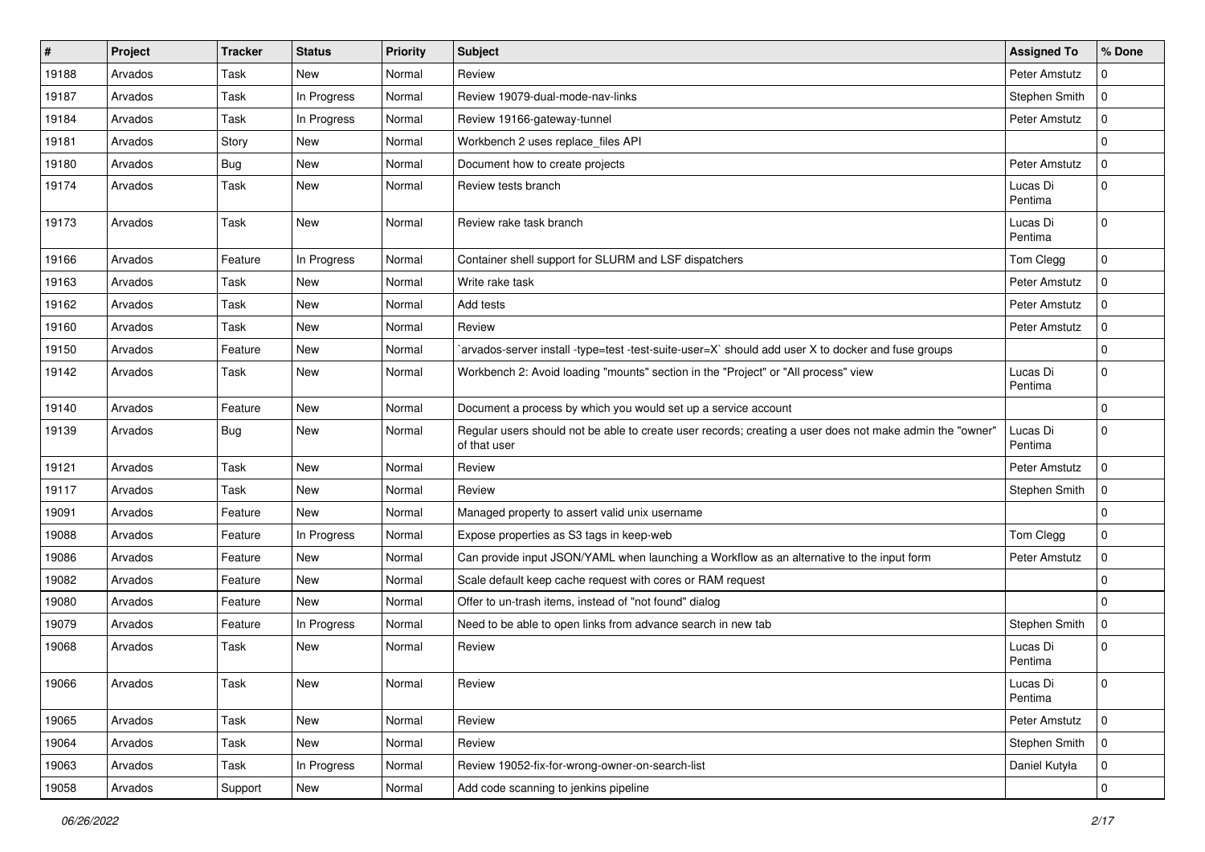| # | Project | Tracker | Status | Priority | Subject | Assigned To | % Done |
|---|---|---|---|---|---|---|---|
| 19188 | Arvados | Task | New | Normal | Review | Peter Amstutz | 0 |
| 19187 | Arvados | Task | In Progress | Normal | Review 19079-dual-mode-nav-links | Stephen Smith | 0 |
| 19184 | Arvados | Task | In Progress | Normal | Review 19166-gateway-tunnel | Peter Amstutz | 0 |
| 19181 | Arvados | Story | New | Normal | Workbench 2 uses replace_files API | | 0 |
| 19180 | Arvados | Bug | New | Normal | Document how to create projects | Peter Amstutz | 0 |
| 19174 | Arvados | Task | New | Normal | Review tests branch | Lucas Di Pentima | 0 |
| 19173 | Arvados | Task | New | Normal | Review rake task branch | Lucas Di Pentima | 0 |
| 19166 | Arvados | Feature | In Progress | Normal | Container shell support for SLURM and LSF dispatchers | Tom Clegg | 0 |
| 19163 | Arvados | Task | New | Normal | Write rake task | Peter Amstutz | 0 |
| 19162 | Arvados | Task | New | Normal | Add tests | Peter Amstutz | 0 |
| 19160 | Arvados | Task | New | Normal | Review | Peter Amstutz | 0 |
| 19150 | Arvados | Feature | New | Normal | `arvados-server install -type=test -test-suite-user=X` should add user X to docker and fuse groups | | 0 |
| 19142 | Arvados | Task | New | Normal | Workbench 2: Avoid loading "mounts" section in the "Project" or "All process" view | Lucas Di Pentima | 0 |
| 19140 | Arvados | Feature | New | Normal | Document a process by which you would set up a service account | | 0 |
| 19139 | Arvados | Bug | New | Normal | Regular users should not be able to create user records; creating a user does not make admin the "owner" of that user | Lucas Di Pentima | 0 |
| 19121 | Arvados | Task | New | Normal | Review | Peter Amstutz | 0 |
| 19117 | Arvados | Task | New | Normal | Review | Stephen Smith | 0 |
| 19091 | Arvados | Feature | New | Normal | Managed property to assert valid unix username | | 0 |
| 19088 | Arvados | Feature | In Progress | Normal | Expose properties as S3 tags in keep-web | Tom Clegg | 0 |
| 19086 | Arvados | Feature | New | Normal | Can provide input JSON/YAML when launching a Workflow as an alternative to the input form | Peter Amstutz | 0 |
| 19082 | Arvados | Feature | New | Normal | Scale default keep cache request with cores or RAM request | | 0 |
| 19080 | Arvados | Feature | New | Normal | Offer to un-trash items, instead of "not found" dialog | | 0 |
| 19079 | Arvados | Feature | In Progress | Normal | Need to be able to open links from advance search in new tab | Stephen Smith | 0 |
| 19068 | Arvados | Task | New | Normal | Review | Lucas Di Pentima | 0 |
| 19066 | Arvados | Task | New | Normal | Review | Lucas Di Pentima | 0 |
| 19065 | Arvados | Task | New | Normal | Review | Peter Amstutz | 0 |
| 19064 | Arvados | Task | New | Normal | Review | Stephen Smith | 0 |
| 19063 | Arvados | Task | In Progress | Normal | Review 19052-fix-for-wrong-owner-on-search-list | Daniel Kutyła | 0 |
| 19058 | Arvados | Support | New | Normal | Add code scanning to jenkins pipeline | | 0 |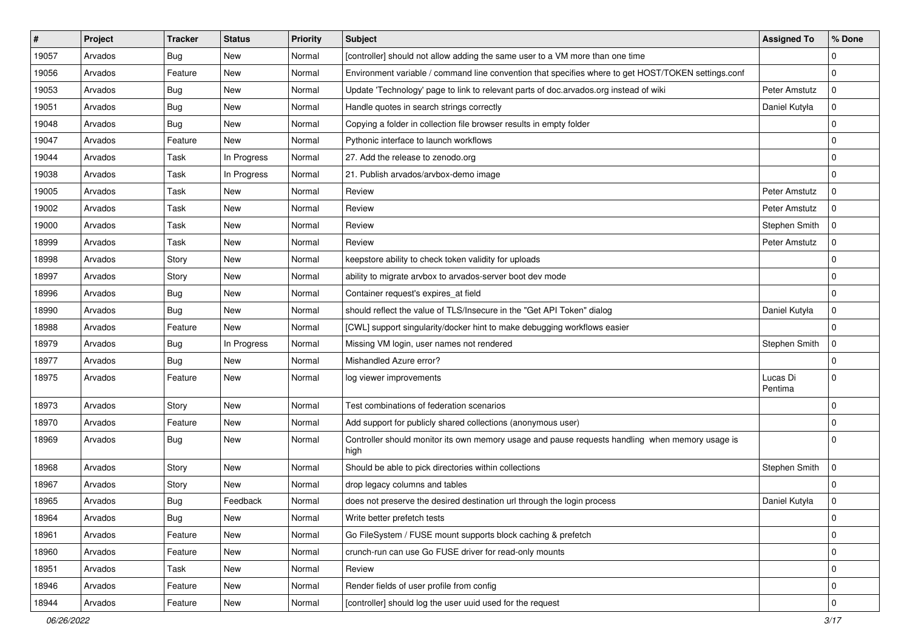| # | Project | Tracker | Status | Priority | Subject | Assigned To | % Done |
|---|---|---|---|---|---|---|---|
| 19057 | Arvados | Bug | New | Normal | [controller] should not allow adding the same user to a VM more than one time | | 0 |
| 19056 | Arvados | Feature | New | Normal | Environment variable / command line convention that specifies where to get HOST/TOKEN settings.conf | | 0 |
| 19053 | Arvados | Bug | New | Normal | Update 'Technology' page to link to relevant parts of doc.arvados.org instead of wiki | Peter Amstutz | 0 |
| 19051 | Arvados | Bug | New | Normal | Handle quotes in search strings correctly | Daniel Kutyła | 0 |
| 19048 | Arvados | Bug | New | Normal | Copying a folder in collection file browser results in empty folder | | 0 |
| 19047 | Arvados | Feature | New | Normal | Pythonic interface to launch workflows | | 0 |
| 19044 | Arvados | Task | In Progress | Normal | 27. Add the release to zenodo.org | | 0 |
| 19038 | Arvados | Task | In Progress | Normal | 21. Publish arvados/arvbox-demo image | | 0 |
| 19005 | Arvados | Task | New | Normal | Review | Peter Amstutz | 0 |
| 19002 | Arvados | Task | New | Normal | Review | Peter Amstutz | 0 |
| 19000 | Arvados | Task | New | Normal | Review | Stephen Smith | 0 |
| 18999 | Arvados | Task | New | Normal | Review | Peter Amstutz | 0 |
| 18998 | Arvados | Story | New | Normal | keepstore ability to check token validity for uploads | | 0 |
| 18997 | Arvados | Story | New | Normal | ability to migrate arvbox to arvados-server boot dev mode | | 0 |
| 18996 | Arvados | Bug | New | Normal | Container request's expires_at field | | 0 |
| 18990 | Arvados | Bug | New | Normal | should reflect the value of TLS/Insecure in the "Get API Token" dialog | Daniel Kutyła | 0 |
| 18988 | Arvados | Feature | New | Normal | [CWL] support singularity/docker hint to make debugging workflows easier | | 0 |
| 18979 | Arvados | Bug | In Progress | Normal | Missing VM login, user names not rendered | Stephen Smith | 0 |
| 18977 | Arvados | Bug | New | Normal | Mishandled Azure error? | | 0 |
| 18975 | Arvados | Feature | New | Normal | log viewer improvements | Lucas Di Pentima | 0 |
| 18973 | Arvados | Story | New | Normal | Test combinations of federation scenarios | | 0 |
| 18970 | Arvados | Feature | New | Normal | Add support for publicly shared collections (anonymous user) | | 0 |
| 18969 | Arvados | Bug | New | Normal | Controller should monitor its own memory usage and pause requests handling when memory usage is high | | 0 |
| 18968 | Arvados | Story | New | Normal | Should be able to pick directories within collections | Stephen Smith | 0 |
| 18967 | Arvados | Story | New | Normal | drop legacy columns and tables | | 0 |
| 18965 | Arvados | Bug | Feedback | Normal | does not preserve the desired destination url through the login process | Daniel Kutyła | 0 |
| 18964 | Arvados | Bug | New | Normal | Write better prefetch tests | | 0 |
| 18961 | Arvados | Feature | New | Normal | Go FileSystem / FUSE mount supports block caching & prefetch | | 0 |
| 18960 | Arvados | Feature | New | Normal | crunch-run can use Go FUSE driver for read-only mounts | | 0 |
| 18951 | Arvados | Task | New | Normal | Review | | 0 |
| 18946 | Arvados | Feature | New | Normal | Render fields of user profile from config | | 0 |
| 18944 | Arvados | Feature | New | Normal | [controller] should log the user uuid used for the request | | 0 |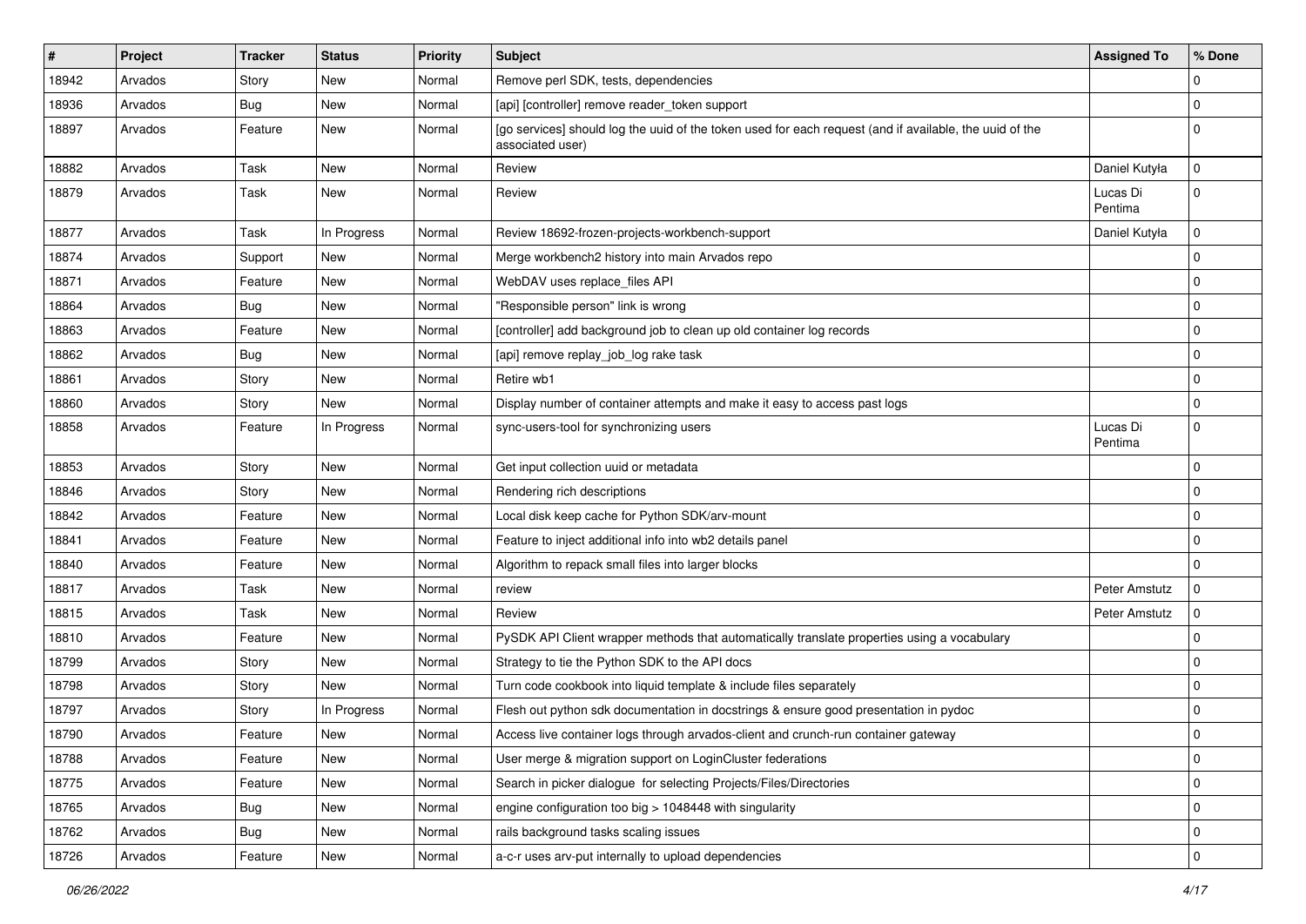| # | Project | Tracker | Status | Priority | Subject | Assigned To | % Done |
|---|---|---|---|---|---|---|---|
| 18942 | Arvados | Story | New | Normal | Remove perl SDK, tests, dependencies | | 0 |
| 18936 | Arvados | Bug | New | Normal | [api] [controller] remove reader_token support | | 0 |
| 18897 | Arvados | Feature | New | Normal | [go services] should log the uuid of the token used for each request (and if available, the uuid of the associated user) | | 0 |
| 18882 | Arvados | Task | New | Normal | Review | Daniel Kutyła | 0 |
| 18879 | Arvados | Task | New | Normal | Review | Lucas Di Pentima | 0 |
| 18877 | Arvados | Task | In Progress | Normal | Review 18692-frozen-projects-workbench-support | Daniel Kutyła | 0 |
| 18874 | Arvados | Support | New | Normal | Merge workbench2 history into main Arvados repo | | 0 |
| 18871 | Arvados | Feature | New | Normal | WebDAV uses replace_files API | | 0 |
| 18864 | Arvados | Bug | New | Normal | "Responsible person" link is wrong | | 0 |
| 18863 | Arvados | Feature | New | Normal | [controller] add background job to clean up old container log records | | 0 |
| 18862 | Arvados | Bug | New | Normal | [api] remove replay_job_log rake task | | 0 |
| 18861 | Arvados | Story | New | Normal | Retire wb1 | | 0 |
| 18860 | Arvados | Story | New | Normal | Display number of container attempts and make it easy to access past logs | | 0 |
| 18858 | Arvados | Feature | In Progress | Normal | sync-users-tool for synchronizing users | Lucas Di Pentima | 0 |
| 18853 | Arvados | Story | New | Normal | Get input collection uuid or metadata | | 0 |
| 18846 | Arvados | Story | New | Normal | Rendering rich descriptions | | 0 |
| 18842 | Arvados | Feature | New | Normal | Local disk keep cache for Python SDK/arv-mount | | 0 |
| 18841 | Arvados | Feature | New | Normal | Feature to inject additional info into wb2 details panel | | 0 |
| 18840 | Arvados | Feature | New | Normal | Algorithm to repack small files into larger blocks | | 0 |
| 18817 | Arvados | Task | New | Normal | review | Peter Amstutz | 0 |
| 18815 | Arvados | Task | New | Normal | Review | Peter Amstutz | 0 |
| 18810 | Arvados | Feature | New | Normal | PySDK API Client wrapper methods that automatically translate properties using a vocabulary | | 0 |
| 18799 | Arvados | Story | New | Normal | Strategy to tie the Python SDK to the API docs | | 0 |
| 18798 | Arvados | Story | New | Normal | Turn code cookbook into liquid template & include files separately | | 0 |
| 18797 | Arvados | Story | In Progress | Normal | Flesh out python sdk documentation in docstrings & ensure good presentation in pydoc | | 0 |
| 18790 | Arvados | Feature | New | Normal | Access live container logs through arvados-client and crunch-run container gateway | | 0 |
| 18788 | Arvados | Feature | New | Normal | User merge & migration support on LoginCluster federations | | 0 |
| 18775 | Arvados | Feature | New | Normal | Search in picker dialogue for selecting Projects/Files/Directories | | 0 |
| 18765 | Arvados | Bug | New | Normal | engine configuration too big > 1048448 with singularity | | 0 |
| 18762 | Arvados | Bug | New | Normal | rails background tasks scaling issues | | 0 |
| 18726 | Arvados | Feature | New | Normal | a-c-r uses arv-put internally to upload dependencies | | 0 |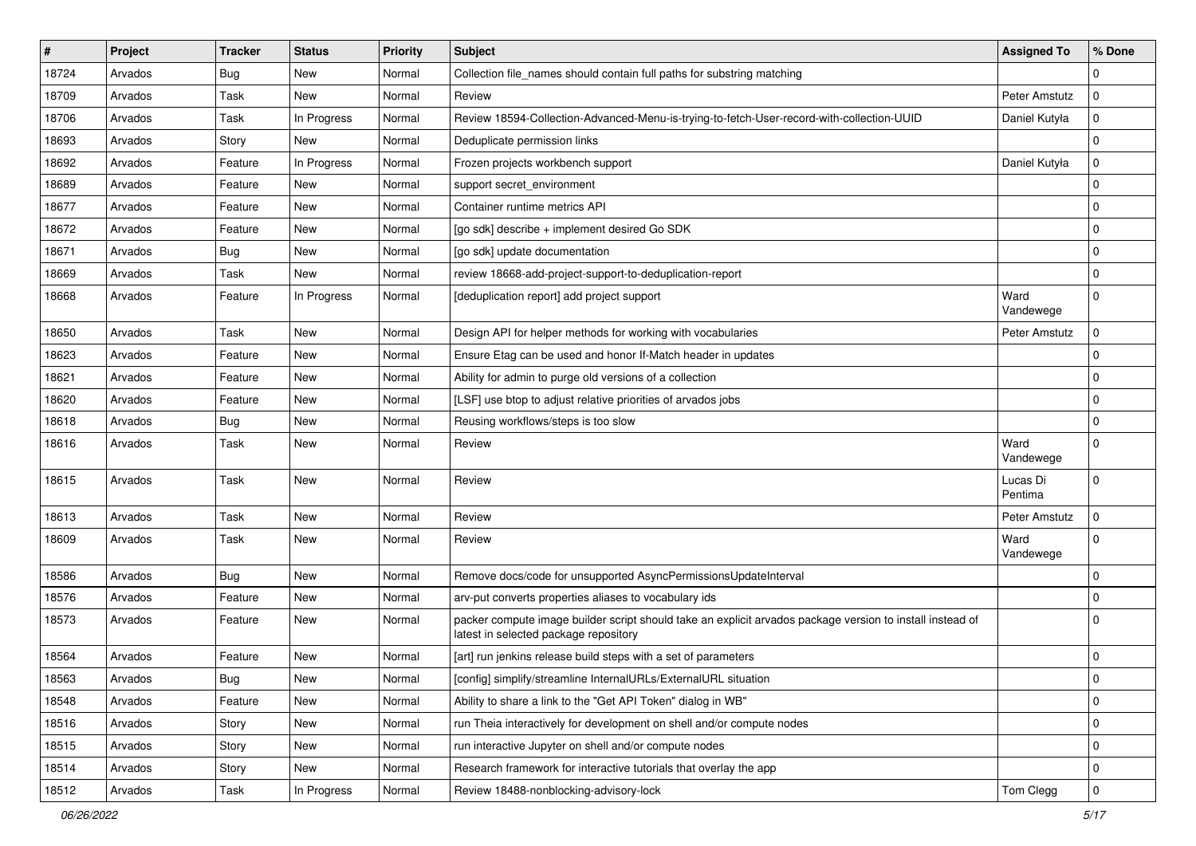| # | Project | Tracker | Status | Priority | Subject | Assigned To | % Done |
|---|---|---|---|---|---|---|---|
| 18724 | Arvados | Bug | New | Normal | Collection file_names should contain full paths for substring matching | | 0 |
| 18709 | Arvados | Task | New | Normal | Review | Peter Amstutz | 0 |
| 18706 | Arvados | Task | In Progress | Normal | Review 18594-Collection-Advanced-Menu-is-trying-to-fetch-User-record-with-collection-UUID | Daniel Kutyła | 0 |
| 18693 | Arvados | Story | New | Normal | Deduplicate permission links | | 0 |
| 18692 | Arvados | Feature | In Progress | Normal | Frozen projects workbench support | Daniel Kutyła | 0 |
| 18689 | Arvados | Feature | New | Normal | support secret_environment | | 0 |
| 18677 | Arvados | Feature | New | Normal | Container runtime metrics API | | 0 |
| 18672 | Arvados | Feature | New | Normal | [go sdk] describe + implement desired Go SDK | | 0 |
| 18671 | Arvados | Bug | New | Normal | [go sdk] update documentation | | 0 |
| 18669 | Arvados | Task | New | Normal | review 18668-add-project-support-to-deduplication-report | | 0 |
| 18668 | Arvados | Feature | In Progress | Normal | [deduplication report] add project support | Ward Vandewege | 0 |
| 18650 | Arvados | Task | New | Normal | Design API for helper methods for working with vocabularies | Peter Amstutz | 0 |
| 18623 | Arvados | Feature | New | Normal | Ensure Etag can be used and honor If-Match header in updates | | 0 |
| 18621 | Arvados | Feature | New | Normal | Ability for admin to purge old versions of a collection | | 0 |
| 18620 | Arvados | Feature | New | Normal | [LSF] use btop to adjust relative priorities of arvados jobs | | 0 |
| 18618 | Arvados | Bug | New | Normal | Reusing workflows/steps is too slow | | 0 |
| 18616 | Arvados | Task | New | Normal | Review | Ward Vandewege | 0 |
| 18615 | Arvados | Task | New | Normal | Review | Lucas Di Pentima | 0 |
| 18613 | Arvados | Task | New | Normal | Review | Peter Amstutz | 0 |
| 18609 | Arvados | Task | New | Normal | Review | Ward Vandewege | 0 |
| 18586 | Arvados | Bug | New | Normal | Remove docs/code for unsupported AsyncPermissionsUpdateInterval | | 0 |
| 18576 | Arvados | Feature | New | Normal | arv-put converts properties aliases to vocabulary ids | | 0 |
| 18573 | Arvados | Feature | New | Normal | packer compute image builder script should take an explicit arvados package version to install instead of latest in selected package repository | | 0 |
| 18564 | Arvados | Feature | New | Normal | [art] run jenkins release build steps with a set of parameters | | 0 |
| 18563 | Arvados | Bug | New | Normal | [config] simplify/streamline InternalURLs/ExternalURL situation | | 0 |
| 18548 | Arvados | Feature | New | Normal | Ability to share a link to the "Get API Token" dialog in WB" | | 0 |
| 18516 | Arvados | Story | New | Normal | run Theia interactively for development on shell and/or compute nodes | | 0 |
| 18515 | Arvados | Story | New | Normal | run interactive Jupyter on shell and/or compute nodes | | 0 |
| 18514 | Arvados | Story | New | Normal | Research framework for interactive tutorials that overlay the app | | 0 |
| 18512 | Arvados | Task | In Progress | Normal | Review 18488-nonblocking-advisory-lock | Tom Clegg | 0 |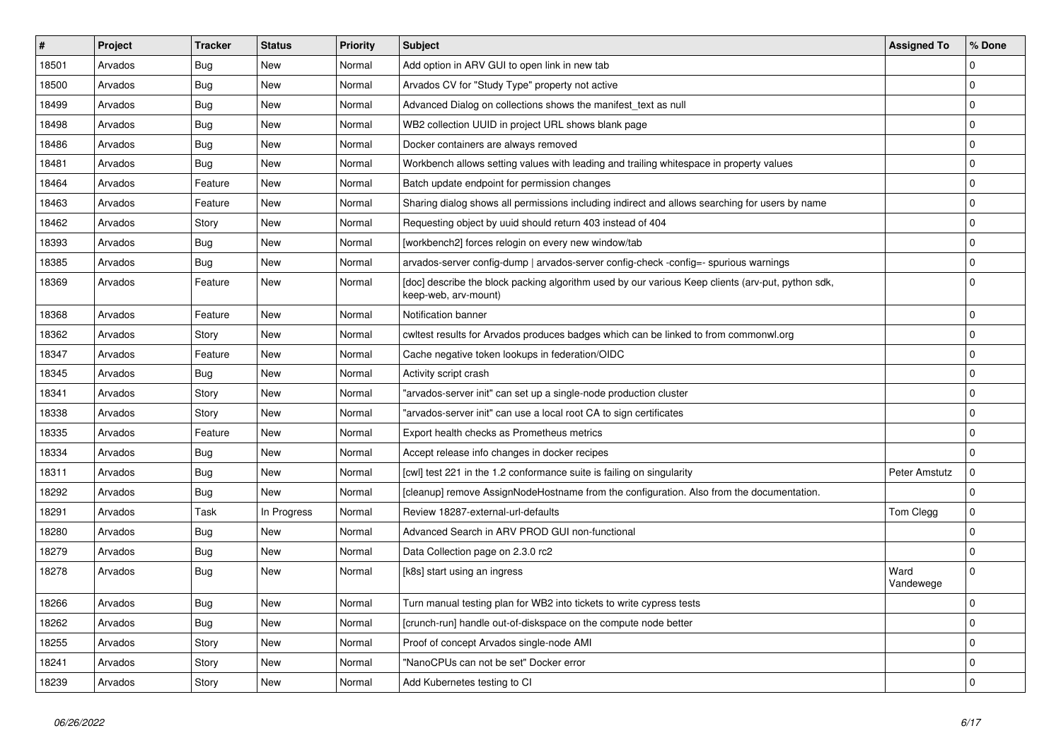| # | Project | Tracker | Status | Priority | Subject | Assigned To | % Done |
|---|---|---|---|---|---|---|---|
| 18501 | Arvados | Bug | New | Normal | Add option in ARV GUI to open link in new tab | | 0 |
| 18500 | Arvados | Bug | New | Normal | Arvados CV for "Study Type" property not active | | 0 |
| 18499 | Arvados | Bug | New | Normal | Advanced Dialog on collections shows the manifest_text as null | | 0 |
| 18498 | Arvados | Bug | New | Normal | WB2 collection UUID in project URL shows blank page | | 0 |
| 18486 | Arvados | Bug | New | Normal | Docker containers are always removed | | 0 |
| 18481 | Arvados | Bug | New | Normal | Workbench allows setting values with leading and trailing whitespace in property values | | 0 |
| 18464 | Arvados | Feature | New | Normal | Batch update endpoint for permission changes | | 0 |
| 18463 | Arvados | Feature | New | Normal | Sharing dialog shows all permissions including indirect and allows searching for users by name | | 0 |
| 18462 | Arvados | Story | New | Normal | Requesting object by uuid should return 403 instead of 404 | | 0 |
| 18393 | Arvados | Bug | New | Normal | [workbench2] forces relogin on every new window/tab | | 0 |
| 18385 | Arvados | Bug | New | Normal | arvados-server config-dump \| arvados-server config-check -config=- spurious warnings | | 0 |
| 18369 | Arvados | Feature | New | Normal | [doc] describe the block packing algorithm used by our various Keep clients (arv-put, python sdk, keep-web, arv-mount) | | 0 |
| 18368 | Arvados | Feature | New | Normal | Notification banner | | 0 |
| 18362 | Arvados | Story | New | Normal | cwltest results for Arvados produces badges which can be linked to from commonwl.org | | 0 |
| 18347 | Arvados | Feature | New | Normal | Cache negative token lookups in federation/OIDC | | 0 |
| 18345 | Arvados | Bug | New | Normal | Activity script crash | | 0 |
| 18341 | Arvados | Story | New | Normal | "arvados-server init" can set up a single-node production cluster | | 0 |
| 18338 | Arvados | Story | New | Normal | "arvados-server init" can use a local root CA to sign certificates | | 0 |
| 18335 | Arvados | Feature | New | Normal | Export health checks as Prometheus metrics | | 0 |
| 18334 | Arvados | Bug | New | Normal | Accept release info changes in docker recipes | | 0 |
| 18311 | Arvados | Bug | New | Normal | [cwl] test 221 in the 1.2 conformance suite is failing on singularity | Peter Amstutz | 0 |
| 18292 | Arvados | Bug | New | Normal | [cleanup] remove AssignNodeHostname from the configuration. Also from the documentation. | | 0 |
| 18291 | Arvados | Task | In Progress | Normal | Review 18287-external-url-defaults | Tom Clegg | 0 |
| 18280 | Arvados | Bug | New | Normal | Advanced Search in ARV PROD GUI non-functional | | 0 |
| 18279 | Arvados | Bug | New | Normal | Data Collection page on 2.3.0 rc2 | | 0 |
| 18278 | Arvados | Bug | New | Normal | [k8s] start using an ingress | Ward Vandewege | 0 |
| 18266 | Arvados | Bug | New | Normal | Turn manual testing plan for WB2 into tickets to write cypress tests | | 0 |
| 18262 | Arvados | Bug | New | Normal | [crunch-run] handle out-of-diskspace on the compute node better | | 0 |
| 18255 | Arvados | Story | New | Normal | Proof of concept Arvados single-node AMI | | 0 |
| 18241 | Arvados | Story | New | Normal | "NanoCPUs can not be set" Docker error | | 0 |
| 18239 | Arvados | Story | New | Normal | Add Kubernetes testing to CI | | 0 |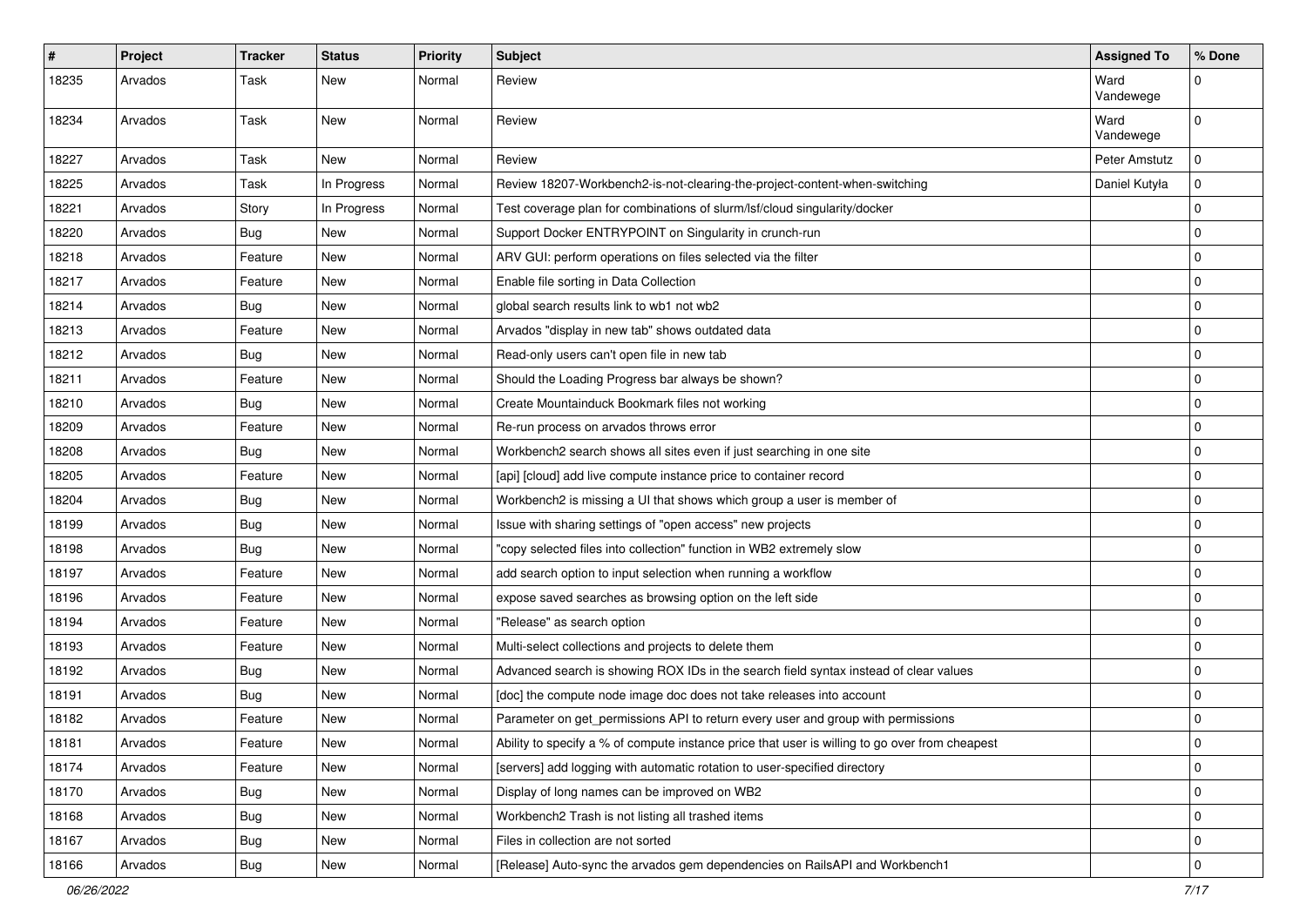| # | Project | Tracker | Status | Priority | Subject | Assigned To | % Done |
|---|---|---|---|---|---|---|---|
| 18235 | Arvados | Task | New | Normal | Review | Ward Vandewege | 0 |
| 18234 | Arvados | Task | New | Normal | Review | Ward Vandewege | 0 |
| 18227 | Arvados | Task | New | Normal | Review | Peter Amstutz | 0 |
| 18225 | Arvados | Task | In Progress | Normal | Review 18207-Workbench2-is-not-clearing-the-project-content-when-switching | Daniel Kutyła | 0 |
| 18221 | Arvados | Story | In Progress | Normal | Test coverage plan for combinations of slurm/lsf/cloud singularity/docker | | 0 |
| 18220 | Arvados | Bug | New | Normal | Support Docker ENTRYPOINT on Singularity in crunch-run | | 0 |
| 18218 | Arvados | Feature | New | Normal | ARV GUI: perform operations on files selected via the filter | | 0 |
| 18217 | Arvados | Feature | New | Normal | Enable file sorting in Data Collection | | 0 |
| 18214 | Arvados | Bug | New | Normal | global search results link to wb1 not wb2 | | 0 |
| 18213 | Arvados | Feature | New | Normal | Arvados "display in new tab" shows outdated data | | 0 |
| 18212 | Arvados | Bug | New | Normal | Read-only users can't open file in new tab | | 0 |
| 18211 | Arvados | Feature | New | Normal | Should the Loading Progress bar always be shown? | | 0 |
| 18210 | Arvados | Bug | New | Normal | Create Mountainduck Bookmark files not working | | 0 |
| 18209 | Arvados | Feature | New | Normal | Re-run process on arvados throws error | | 0 |
| 18208 | Arvados | Bug | New | Normal | Workbench2 search shows all sites even if just searching in one site | | 0 |
| 18205 | Arvados | Feature | New | Normal | [api] [cloud] add live compute instance price to container record | | 0 |
| 18204 | Arvados | Bug | New | Normal | Workbench2 is missing a UI that shows which group a user is member of | | 0 |
| 18199 | Arvados | Bug | New | Normal | Issue with sharing settings of "open access" new projects | | 0 |
| 18198 | Arvados | Bug | New | Normal | "copy selected files into collection" function in WB2 extremely slow | | 0 |
| 18197 | Arvados | Feature | New | Normal | add search option to input selection when running a workflow | | 0 |
| 18196 | Arvados | Feature | New | Normal | expose saved searches as browsing option on the left side | | 0 |
| 18194 | Arvados | Feature | New | Normal | "Release" as search option | | 0 |
| 18193 | Arvados | Feature | New | Normal | Multi-select collections and projects to delete them | | 0 |
| 18192 | Arvados | Bug | New | Normal | Advanced search is showing ROX IDs in the search field syntax instead of clear values | | 0 |
| 18191 | Arvados | Bug | New | Normal | [doc] the compute node image doc does not take releases into account | | 0 |
| 18182 | Arvados | Feature | New | Normal | Parameter on get_permissions API to return every user and group with permissions | | 0 |
| 18181 | Arvados | Feature | New | Normal | Ability to specify a % of compute instance price that user is willing to go over from cheapest | | 0 |
| 18174 | Arvados | Feature | New | Normal | [servers] add logging with automatic rotation to user-specified directory | | 0 |
| 18170 | Arvados | Bug | New | Normal | Display of long names can be improved on WB2 | | 0 |
| 18168 | Arvados | Bug | New | Normal | Workbench2 Trash is not listing all trashed items | | 0 |
| 18167 | Arvados | Bug | New | Normal | Files in collection are not sorted | | 0 |
| 18166 | Arvados | Bug | New | Normal | [Release] Auto-sync the arvados gem dependencies on RailsAPI and Workbench1 | | 0 |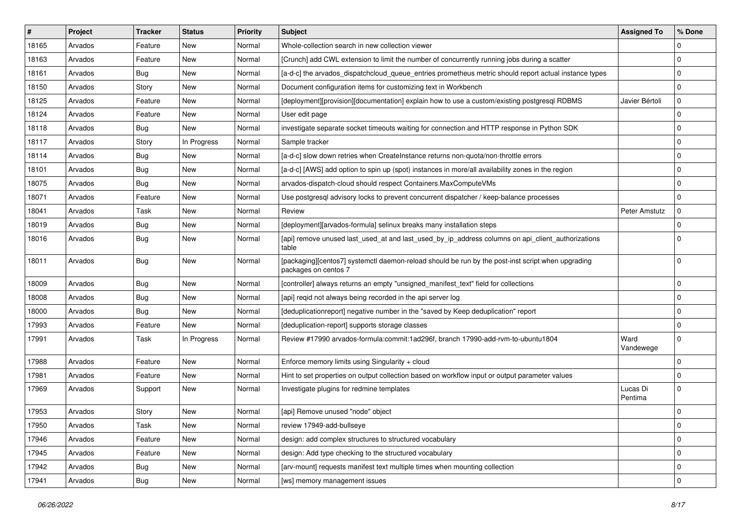| # | Project | Tracker | Status | Priority | Subject | Assigned To | % Done |
|---|---|---|---|---|---|---|---|
| 18165 | Arvados | Feature | New | Normal | Whole-collection search in new collection viewer | | 0 |
| 18163 | Arvados | Feature | New | Normal | [Crunch] add CWL extension to limit the number of concurrently running jobs during a scatter | | 0 |
| 18161 | Arvados | Bug | New | Normal | [a-d-c] the arvados_dispatchcloud_queue_entries prometheus metric should report actual instance types | | 0 |
| 18150 | Arvados | Story | New | Normal | Document configuration items for customizing text in Workbench | | 0 |
| 18125 | Arvados | Feature | New | Normal | [deployment][provision][documentation] explain how to use a custom/existing postgresql RDBMS | Javier Bértoli | 0 |
| 18124 | Arvados | Feature | New | Normal | User edit page | | 0 |
| 18118 | Arvados | Bug | New | Normal | investigate separate socket timeouts waiting for connection and HTTP response in Python SDK | | 0 |
| 18117 | Arvados | Story | In Progress | Normal | Sample tracker | | 0 |
| 18114 | Arvados | Bug | New | Normal | [a-d-c] slow down retries when CreateInstance returns non-quota/non-throttle errors | | 0 |
| 18101 | Arvados | Bug | New | Normal | [a-d-c] [AWS] add option to spin up (spot) instances in more/all availability zones in the region | | 0 |
| 18075 | Arvados | Bug | New | Normal | arvados-dispatch-cloud should respect Containers.MaxComputeVMs | | 0 |
| 18071 | Arvados | Feature | New | Normal | Use postgresql advisory locks to prevent concurrent dispatcher / keep-balance processes | | 0 |
| 18041 | Arvados | Task | New | Normal | Review | Peter Amstutz | 0 |
| 18019 | Arvados | Bug | New | Normal | [deployment][arvados-formula] selinux breaks many installation steps | | 0 |
| 18016 | Arvados | Bug | New | Normal | [api] remove unused last_used_at and last_used_by_ip_address columns on api_client_authorizations table | | 0 |
| 18011 | Arvados | Bug | New | Normal | [packaging][centos7] systemctl daemon-reload should be run by the post-inst script when upgrading packages on centos 7 | | 0 |
| 18009 | Arvados | Bug | New | Normal | [controller] always returns an empty "unsigned_manifest_text" field for collections | | 0 |
| 18008 | Arvados | Bug | New | Normal | [api] reqid not always being recorded in the api server log | | 0 |
| 18000 | Arvados | Bug | New | Normal | [deduplicationreport] negative number in the "saved by Keep deduplication" report | | 0 |
| 17993 | Arvados | Feature | New | Normal | [deduplication-report] supports storage classes | | 0 |
| 17991 | Arvados | Task | In Progress | Normal | Review #17990 arvados-formula:commit:1ad296f, branch 17990-add-rvm-to-ubuntu1804 | Ward Vandewege | 0 |
| 17988 | Arvados | Feature | New | Normal | Enforce memory limits using Singularity + cloud | | 0 |
| 17981 | Arvados | Feature | New | Normal | Hint to set properties on output collection based on workflow input or output parameter values | | 0 |
| 17969 | Arvados | Support | New | Normal | Investigate plugins for redmine templates | Lucas Di Pentima | 0 |
| 17953 | Arvados | Story | New | Normal | [api] Remove unused "node" object | | 0 |
| 17950 | Arvados | Task | New | Normal | review 17949-add-bullseye | | 0 |
| 17946 | Arvados | Feature | New | Normal | design: add complex structures to structured vocabulary | | 0 |
| 17945 | Arvados | Feature | New | Normal | design: Add type checking to the structured vocabulary | | 0 |
| 17942 | Arvados | Bug | New | Normal | [arv-mount] requests manifest text multiple times when mounting collection | | 0 |
| 17941 | Arvados | Bug | New | Normal | [ws] memory management issues | | 0 |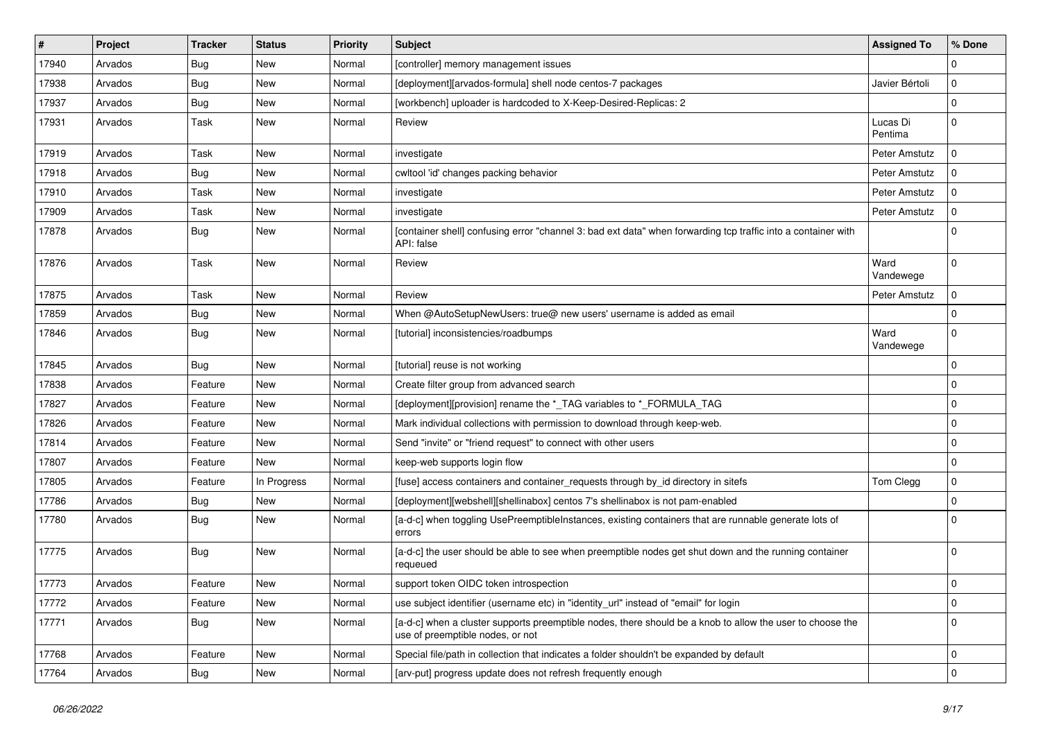| # | Project | Tracker | Status | Priority | Subject | Assigned To | % Done |
|---|---|---|---|---|---|---|---|
| 17940 | Arvados | Bug | New | Normal | [controller] memory management issues | | 0 |
| 17938 | Arvados | Bug | New | Normal | [deployment][arvados-formula] shell node centos-7 packages | Javier Bértoli | 0 |
| 17937 | Arvados | Bug | New | Normal | [workbench] uploader is hardcoded to X-Keep-Desired-Replicas: 2 | | 0 |
| 17931 | Arvados | Task | New | Normal | Review | Lucas Di Pentima | 0 |
| 17919 | Arvados | Task | New | Normal | investigate | Peter Amstutz | 0 |
| 17918 | Arvados | Bug | New | Normal | cwltool 'id' changes packing behavior | Peter Amstutz | 0 |
| 17910 | Arvados | Task | New | Normal | investigate | Peter Amstutz | 0 |
| 17909 | Arvados | Task | New | Normal | investigate | Peter Amstutz | 0 |
| 17878 | Arvados | Bug | New | Normal | [container shell] confusing error "channel 3: bad ext data" when forwarding tcp traffic into a container with API: false | | 0 |
| 17876 | Arvados | Task | New | Normal | Review | Ward Vandewege | 0 |
| 17875 | Arvados | Task | New | Normal | Review | Peter Amstutz | 0 |
| 17859 | Arvados | Bug | New | Normal | When @AutoSetupNewUsers: true@ new users' username is added as email | | 0 |
| 17846 | Arvados | Bug | New | Normal | [tutorial] inconsistencies/roadbumps | Ward Vandewege | 0 |
| 17845 | Arvados | Bug | New | Normal | [tutorial] reuse is not working | | 0 |
| 17838 | Arvados | Feature | New | Normal | Create filter group from advanced search | | 0 |
| 17827 | Arvados | Feature | New | Normal | [deployment][provision] rename the *_TAG variables to *_FORMULA_TAG | | 0 |
| 17826 | Arvados | Feature | New | Normal | Mark individual collections with permission to download through keep-web. | | 0 |
| 17814 | Arvados | Feature | New | Normal | Send "invite" or "friend request" to connect with other users | | 0 |
| 17807 | Arvados | Feature | New | Normal | keep-web supports login flow | | 0 |
| 17805 | Arvados | Feature | In Progress | Normal | [fuse] access containers and container_requests through by_id directory in sitefs | Tom Clegg | 0 |
| 17786 | Arvados | Bug | New | Normal | [deployment][webshell][shellinabox] centos 7's shellinabox is not pam-enabled | | 0 |
| 17780 | Arvados | Bug | New | Normal | [a-d-c] when toggling UsePreemptibleInstances, existing containers that are runnable generate lots of errors | | 0 |
| 17775 | Arvados | Bug | New | Normal | [a-d-c] the user should be able to see when preemptible nodes get shut down and the running container requeued | | 0 |
| 17773 | Arvados | Feature | New | Normal | support token OIDC token introspection | | 0 |
| 17772 | Arvados | Feature | New | Normal | use subject identifier (username etc) in "identity_url" instead of "email" for login | | 0 |
| 17771 | Arvados | Bug | New | Normal | [a-d-c] when a cluster supports preemptible nodes, there should be a knob to allow the user to choose the use of preemptible nodes, or not | | 0 |
| 17768 | Arvados | Feature | New | Normal | Special file/path in collection that indicates a folder shouldn't be expanded by default | | 0 |
| 17764 | Arvados | Bug | New | Normal | [arv-put] progress update does not refresh frequently enough | | 0 |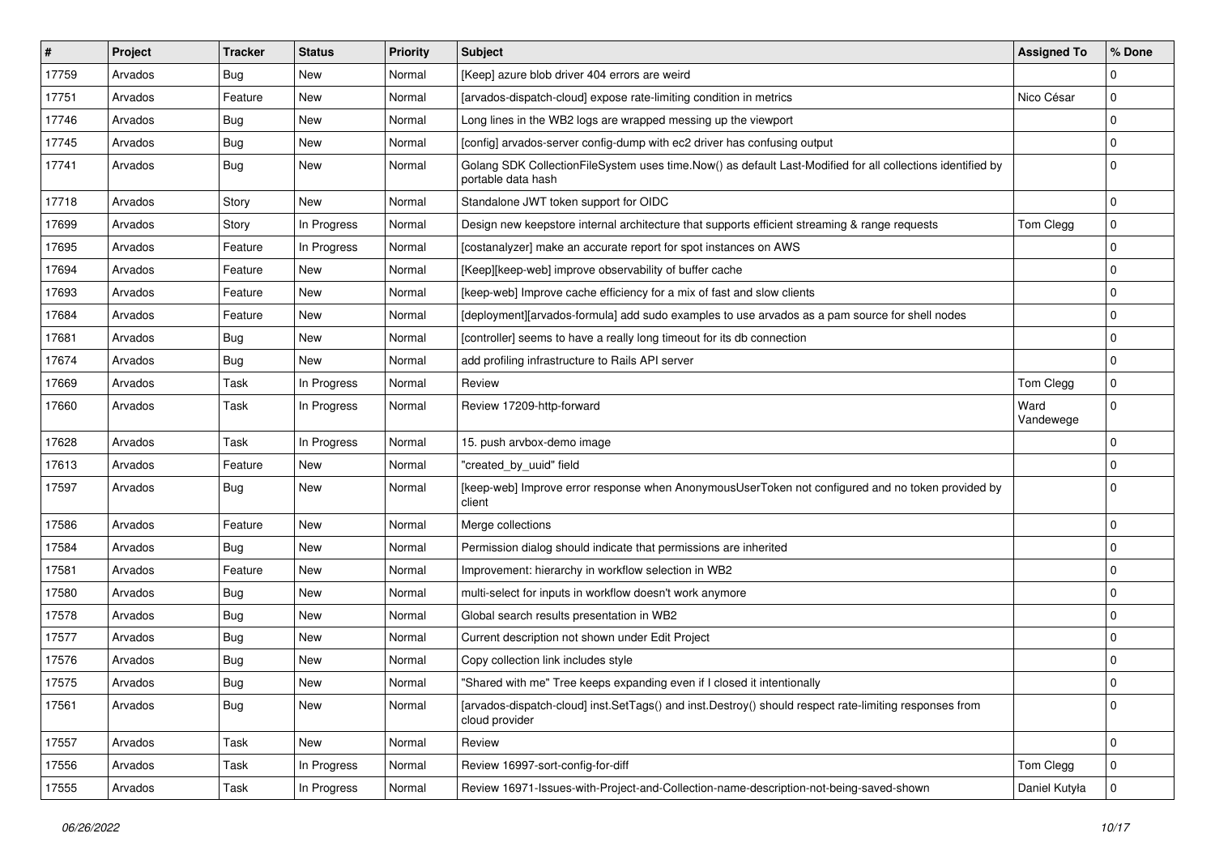| # | Project | Tracker | Status | Priority | Subject | Assigned To | % Done |
|---|---|---|---|---|---|---|---|
| 17759 | Arvados | Bug | New | Normal | [Keep] azure blob driver 404 errors are weird | | 0 |
| 17751 | Arvados | Feature | New | Normal | [arvados-dispatch-cloud] expose rate-limiting condition in metrics | Nico César | 0 |
| 17746 | Arvados | Bug | New | Normal | Long lines in the WB2 logs are wrapped messing up the viewport | | 0 |
| 17745 | Arvados | Bug | New | Normal | [config] arvados-server config-dump with ec2 driver has confusing output | | 0 |
| 17741 | Arvados | Bug | New | Normal | Golang SDK CollectionFileSystem uses time.Now() as default Last-Modified for all collections identified by portable data hash | | 0 |
| 17718 | Arvados | Story | New | Normal | Standalone JWT token support for OIDC | | 0 |
| 17699 | Arvados | Story | In Progress | Normal | Design new keepstore internal architecture that supports efficient streaming & range requests | Tom Clegg | 0 |
| 17695 | Arvados | Feature | In Progress | Normal | [costanalyzer] make an accurate report for spot instances on AWS | | 0 |
| 17694 | Arvados | Feature | New | Normal | [Keep][keep-web] improve observability of buffer cache | | 0 |
| 17693 | Arvados | Feature | New | Normal | [keep-web] Improve cache efficiency for a mix of fast and slow clients | | 0 |
| 17684 | Arvados | Feature | New | Normal | [deployment][arvados-formula] add sudo examples to use arvados as a pam source for shell nodes | | 0 |
| 17681 | Arvados | Bug | New | Normal | [controller] seems to have a really long timeout for its db connection | | 0 |
| 17674 | Arvados | Bug | New | Normal | add profiling infrastructure to Rails API server | | 0 |
| 17669 | Arvados | Task | In Progress | Normal | Review | Tom Clegg | 0 |
| 17660 | Arvados | Task | In Progress | Normal | Review 17209-http-forward | Ward Vandewege | 0 |
| 17628 | Arvados | Task | In Progress | Normal | 15. push arvbox-demo image | | 0 |
| 17613 | Arvados | Feature | New | Normal | "created_by_uuid" field | | 0 |
| 17597 | Arvados | Bug | New | Normal | [keep-web] Improve error response when AnonymousUserToken not configured and no token provided by client | | 0 |
| 17586 | Arvados | Feature | New | Normal | Merge collections | | 0 |
| 17584 | Arvados | Bug | New | Normal | Permission dialog should indicate that permissions are inherited | | 0 |
| 17581 | Arvados | Feature | New | Normal | Improvement: hierarchy in workflow selection in WB2 | | 0 |
| 17580 | Arvados | Bug | New | Normal | multi-select for inputs in workflow doesn't work anymore | | 0 |
| 17578 | Arvados | Bug | New | Normal | Global search results presentation in WB2 | | 0 |
| 17577 | Arvados | Bug | New | Normal | Current description not shown under Edit Project | | 0 |
| 17576 | Arvados | Bug | New | Normal | Copy collection link includes style | | 0 |
| 17575 | Arvados | Bug | New | Normal | "Shared with me" Tree keeps expanding even if I closed it intentionally | | 0 |
| 17561 | Arvados | Bug | New | Normal | [arvados-dispatch-cloud] inst.SetTags() and inst.Destroy() should respect rate-limiting responses from cloud provider | | 0 |
| 17557 | Arvados | Task | New | Normal | Review | | 0 |
| 17556 | Arvados | Task | In Progress | Normal | Review 16997-sort-config-for-diff | Tom Clegg | 0 |
| 17555 | Arvados | Task | In Progress | Normal | Review 16971-Issues-with-Project-and-Collection-name-description-not-being-saved-shown | Daniel Kutyła | 0 |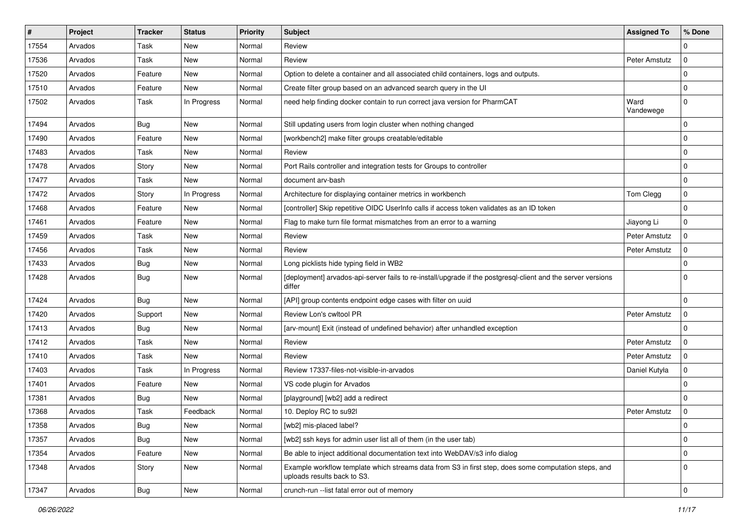| # | Project | Tracker | Status | Priority | Subject | Assigned To | % Done |
|---|---|---|---|---|---|---|---|
| 17554 | Arvados | Task | New | Normal | Review | | 0 |
| 17536 | Arvados | Task | New | Normal | Review | Peter Amstutz | 0 |
| 17520 | Arvados | Feature | New | Normal | Option to delete a container and all associated child containers, logs and outputs. | | 0 |
| 17510 | Arvados | Feature | New | Normal | Create filter group based on an advanced search query in the UI | | 0 |
| 17502 | Arvados | Task | In Progress | Normal | need help finding docker contain to run correct java version for PharmCAT | Ward Vandewege | 0 |
| 17494 | Arvados | Bug | New | Normal | Still updating users from login cluster when nothing changed | | 0 |
| 17490 | Arvados | Feature | New | Normal | [workbench2] make filter groups creatable/editable | | 0 |
| 17483 | Arvados | Task | New | Normal | Review | | 0 |
| 17478 | Arvados | Story | New | Normal | Port Rails controller and integration tests for Groups to controller | | 0 |
| 17477 | Arvados | Task | New | Normal | document arv-bash | | 0 |
| 17472 | Arvados | Story | In Progress | Normal | Architecture for displaying container metrics in workbench | Tom Clegg | 0 |
| 17468 | Arvados | Feature | New | Normal | [controller] Skip repetitive OIDC UserInfo calls if access token validates as an ID token | | 0 |
| 17461 | Arvados | Feature | New | Normal | Flag to make turn file format mismatches from an error to a warning | Jiayong Li | 0 |
| 17459 | Arvados | Task | New | Normal | Review | Peter Amstutz | 0 |
| 17456 | Arvados | Task | New | Normal | Review | Peter Amstutz | 0 |
| 17433 | Arvados | Bug | New | Normal | Long picklists hide typing field in WB2 | | 0 |
| 17428 | Arvados | Bug | New | Normal | [deployment] arvados-api-server fails to re-install/upgrade if the postgresql-client and the server versions differ | | 0 |
| 17424 | Arvados | Bug | New | Normal | [API] group contents endpoint edge cases with filter on uuid | | 0 |
| 17420 | Arvados | Support | New | Normal | Review Lon's cwltool PR | Peter Amstutz | 0 |
| 17413 | Arvados | Bug | New | Normal | [arv-mount] Exit (instead of undefined behavior) after unhandled exception | | 0 |
| 17412 | Arvados | Task | New | Normal | Review | Peter Amstutz | 0 |
| 17410 | Arvados | Task | New | Normal | Review | Peter Amstutz | 0 |
| 17403 | Arvados | Task | In Progress | Normal | Review 17337-files-not-visible-in-arvados | Daniel Kutyła | 0 |
| 17401 | Arvados | Feature | New | Normal | VS code plugin for Arvados | | 0 |
| 17381 | Arvados | Bug | New | Normal | [playground] [wb2] add a redirect | | 0 |
| 17368 | Arvados | Task | Feedback | Normal | 10. Deploy RC to su92l | Peter Amstutz | 0 |
| 17358 | Arvados | Bug | New | Normal | [wb2] mis-placed label? | | 0 |
| 17357 | Arvados | Bug | New | Normal | [wb2] ssh keys for admin user list all of them (in the user tab) | | 0 |
| 17354 | Arvados | Feature | New | Normal | Be able to inject additional documentation text into WebDAV/s3 info dialog | | 0 |
| 17348 | Arvados | Story | New | Normal | Example workflow template which streams data from S3 in first step, does some computation steps, and uploads results back to S3. | | 0 |
| 17347 | Arvados | Bug | New | Normal | crunch-run --list fatal error out of memory | | 0 |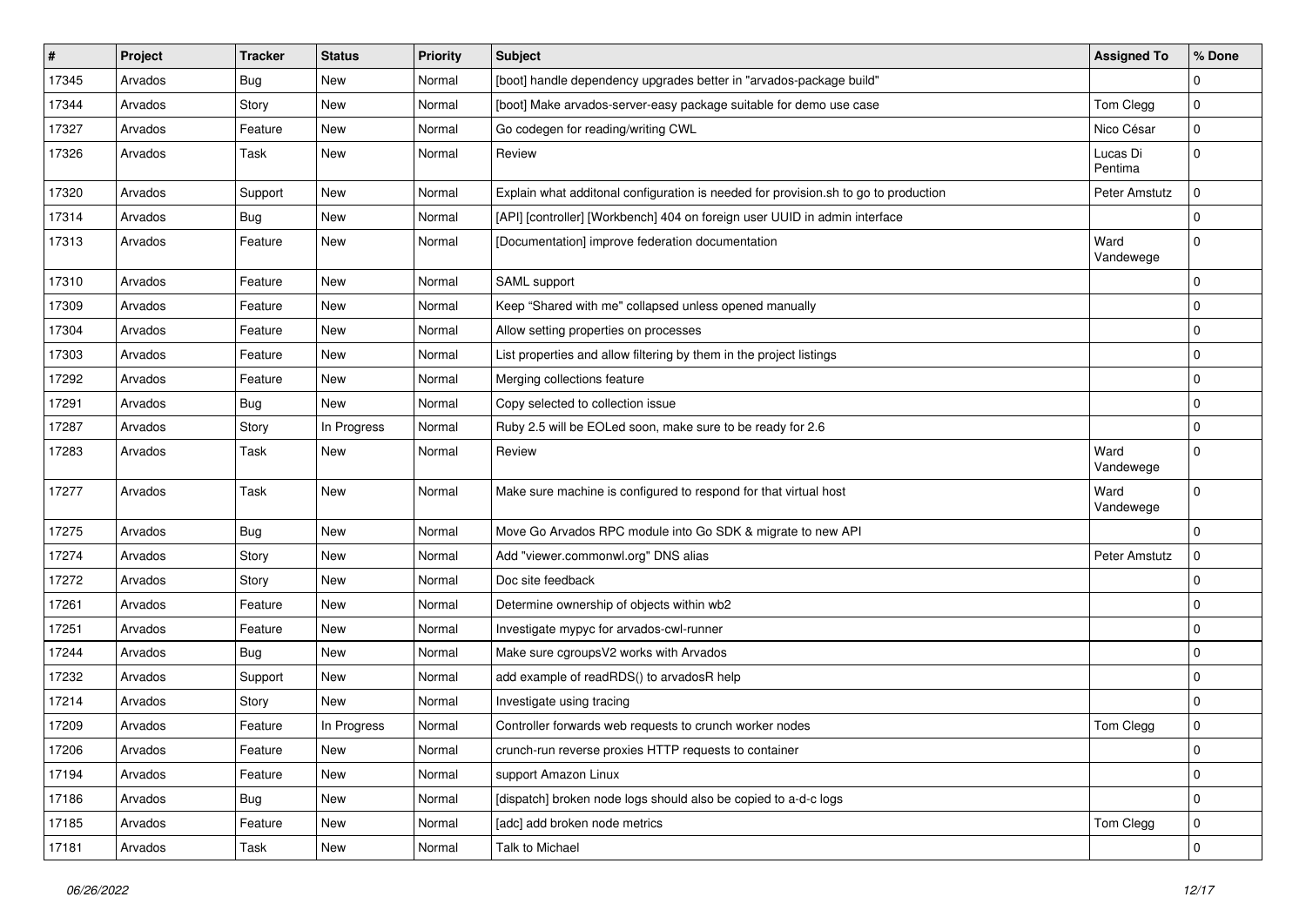| # | Project | Tracker | Status | Priority | Subject | Assigned To | % Done |
|---|---|---|---|---|---|---|---|
| 17345 | Arvados | Bug | New | Normal | [boot] handle dependency upgrades better in "arvados-package build" | | 0 |
| 17344 | Arvados | Story | New | Normal | [boot] Make arvados-server-easy package suitable for demo use case | Tom Clegg | 0 |
| 17327 | Arvados | Feature | New | Normal | Go codegen for reading/writing CWL | Nico César | 0 |
| 17326 | Arvados | Task | New | Normal | Review | Lucas Di Pentima | 0 |
| 17320 | Arvados | Support | New | Normal | Explain what additonal configuration is needed for provision.sh to go to production | Peter Amstutz | 0 |
| 17314 | Arvados | Bug | New | Normal | [API] [controller] [Workbench] 404 on foreign user UUID in admin interface | | 0 |
| 17313 | Arvados | Feature | New | Normal | [Documentation] improve federation documentation | Ward Vandewege | 0 |
| 17310 | Arvados | Feature | New | Normal | SAML support | | 0 |
| 17309 | Arvados | Feature | New | Normal | Keep "Shared with me" collapsed unless opened manually | | 0 |
| 17304 | Arvados | Feature | New | Normal | Allow setting properties on processes | | 0 |
| 17303 | Arvados | Feature | New | Normal | List properties and allow filtering by them in the project listings | | 0 |
| 17292 | Arvados | Feature | New | Normal | Merging collections feature | | 0 |
| 17291 | Arvados | Bug | New | Normal | Copy selected to collection issue | | 0 |
| 17287 | Arvados | Story | In Progress | Normal | Ruby 2.5 will be EOLed soon, make sure to be ready for 2.6 | | 0 |
| 17283 | Arvados | Task | New | Normal | Review | Ward Vandewege | 0 |
| 17277 | Arvados | Task | New | Normal | Make sure machine is configured to respond for that virtual host | Ward Vandewege | 0 |
| 17275 | Arvados | Bug | New | Normal | Move Go Arvados RPC module into Go SDK & migrate to new API | | 0 |
| 17274 | Arvados | Story | New | Normal | Add "viewer.commonwl.org" DNS alias | Peter Amstutz | 0 |
| 17272 | Arvados | Story | New | Normal | Doc site feedback | | 0 |
| 17261 | Arvados | Feature | New | Normal | Determine ownership of objects within wb2 | | 0 |
| 17251 | Arvados | Feature | New | Normal | Investigate mypyc for arvados-cwl-runner | | 0 |
| 17244 | Arvados | Bug | New | Normal | Make sure cgroupsV2 works with Arvados | | 0 |
| 17232 | Arvados | Support | New | Normal | add example of readRDS() to arvadosR help | | 0 |
| 17214 | Arvados | Story | New | Normal | Investigate using tracing | | 0 |
| 17209 | Arvados | Feature | In Progress | Normal | Controller forwards web requests to crunch worker nodes | Tom Clegg | 0 |
| 17206 | Arvados | Feature | New | Normal | crunch-run reverse proxies HTTP requests to container | | 0 |
| 17194 | Arvados | Feature | New | Normal | support Amazon Linux | | 0 |
| 17186 | Arvados | Bug | New | Normal | [dispatch] broken node logs should also be copied to a-d-c logs | | 0 |
| 17185 | Arvados | Feature | New | Normal | [adc] add broken node metrics | Tom Clegg | 0 |
| 17181 | Arvados | Task | New | Normal | Talk to Michael | | 0 |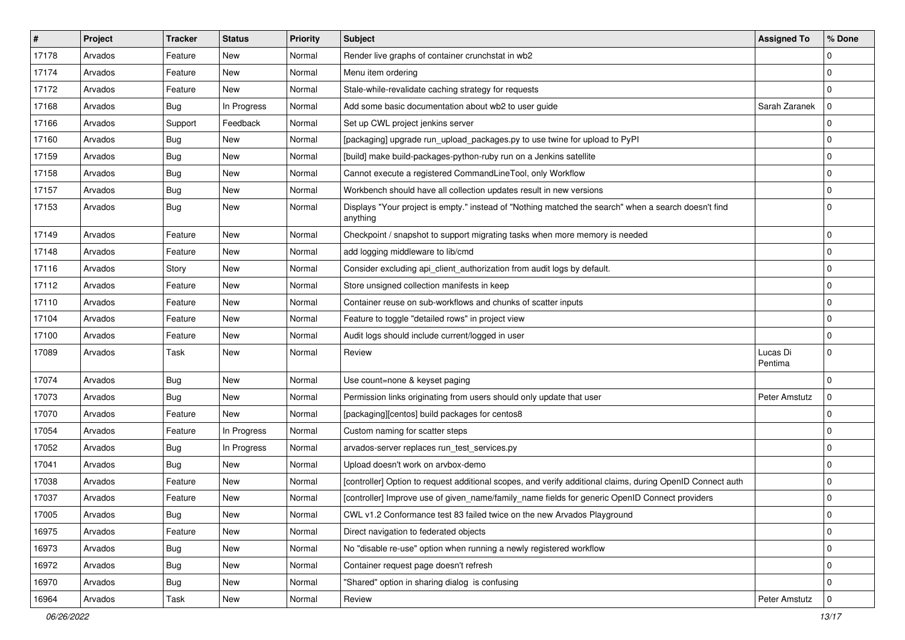| # | Project | Tracker | Status | Priority | Subject | Assigned To | % Done |
|---|---|---|---|---|---|---|---|
| 17178 | Arvados | Feature | New | Normal | Render live graphs of container crunchstat in wb2 | | 0 |
| 17174 | Arvados | Feature | New | Normal | Menu item ordering | | 0 |
| 17172 | Arvados | Feature | New | Normal | Stale-while-revalidate caching strategy for requests | | 0 |
| 17168 | Arvados | Bug | In Progress | Normal | Add some basic documentation about wb2 to user guide | Sarah Zaranek | 0 |
| 17166 | Arvados | Support | Feedback | Normal | Set up CWL project jenkins server | | 0 |
| 17160 | Arvados | Bug | New | Normal | [packaging] upgrade run_upload_packages.py to use twine for upload to PyPI | | 0 |
| 17159 | Arvados | Bug | New | Normal | [build] make build-packages-python-ruby run on a Jenkins satellite | | 0 |
| 17158 | Arvados | Bug | New | Normal | Cannot execute a registered CommandLineTool, only Workflow | | 0 |
| 17157 | Arvados | Bug | New | Normal | Workbench should have all collection updates result in new versions | | 0 |
| 17153 | Arvados | Bug | New | Normal | Displays "Your project is empty." instead of "Nothing matched the search" when a search doesn't find anything | | 0 |
| 17149 | Arvados | Feature | New | Normal | Checkpoint / snapshot to support migrating tasks when more memory is needed | | 0 |
| 17148 | Arvados | Feature | New | Normal | add logging middleware to lib/cmd | | 0 |
| 17116 | Arvados | Story | New | Normal | Consider excluding api_client_authorization from audit logs by default. | | 0 |
| 17112 | Arvados | Feature | New | Normal | Store unsigned collection manifests in keep | | 0 |
| 17110 | Arvados | Feature | New | Normal | Container reuse on sub-workflows and chunks of scatter inputs | | 0 |
| 17104 | Arvados | Feature | New | Normal | Feature to toggle "detailed rows" in project view | | 0 |
| 17100 | Arvados | Feature | New | Normal | Audit logs should include current/logged in user | | 0 |
| 17089 | Arvados | Task | New | Normal | Review | Lucas Di Pentima | 0 |
| 17074 | Arvados | Bug | New | Normal | Use count=none & keyset paging | | 0 |
| 17073 | Arvados | Bug | New | Normal | Permission links originating from users should only update that user | Peter Amstutz | 0 |
| 17070 | Arvados | Feature | New | Normal | [packaging][centos] build packages for centos8 | | 0 |
| 17054 | Arvados | Feature | In Progress | Normal | Custom naming for scatter steps | | 0 |
| 17052 | Arvados | Bug | In Progress | Normal | arvados-server replaces run_test_services.py | | 0 |
| 17041 | Arvados | Bug | New | Normal | Upload doesn't work on arvbox-demo | | 0 |
| 17038 | Arvados | Feature | New | Normal | [controller] Option to request additional scopes, and verify additional claims, during OpenID Connect auth | | 0 |
| 17037 | Arvados | Feature | New | Normal | [controller] Improve use of given_name/family_name fields for generic OpenID Connect providers | | 0 |
| 17005 | Arvados | Bug | New | Normal | CWL v1.2 Conformance test 83 failed twice on the new Arvados Playground | | 0 |
| 16975 | Arvados | Feature | New | Normal | Direct navigation to federated objects | | 0 |
| 16973 | Arvados | Bug | New | Normal | No "disable re-use" option when running a newly registered workflow | | 0 |
| 16972 | Arvados | Bug | New | Normal | Container request page doesn't refresh | | 0 |
| 16970 | Arvados | Bug | New | Normal | "Shared" option in sharing dialog is confusing | | 0 |
| 16964 | Arvados | Task | New | Normal | Review | Peter Amstutz | 0 |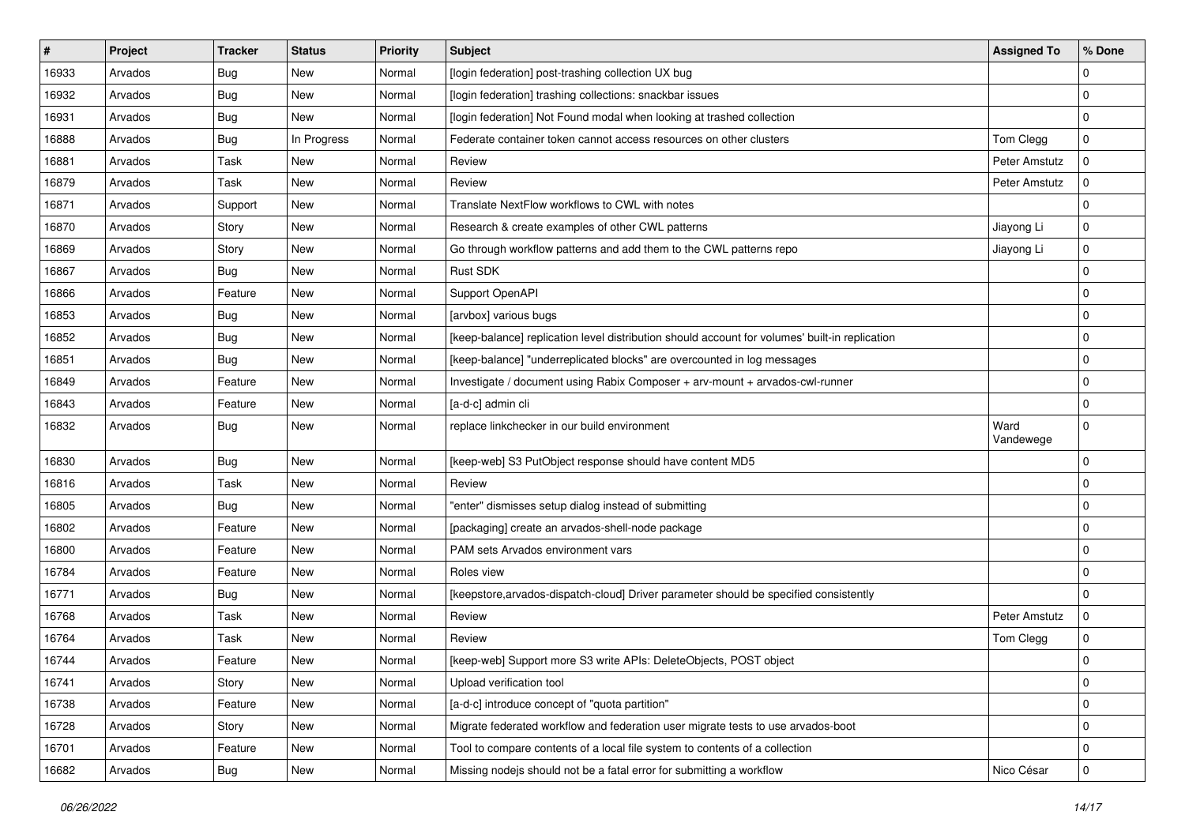| # | Project | Tracker | Status | Priority | Subject | Assigned To | % Done |
|---|---|---|---|---|---|---|---|
| 16933 | Arvados | Bug | New | Normal | [login federation] post-trashing collection UX bug | | 0 |
| 16932 | Arvados | Bug | New | Normal | [login federation] trashing collections: snackbar issues | | 0 |
| 16931 | Arvados | Bug | New | Normal | [login federation] Not Found modal when looking at trashed collection | | 0 |
| 16888 | Arvados | Bug | In Progress | Normal | Federate container token cannot access resources on other clusters | Tom Clegg | 0 |
| 16881 | Arvados | Task | New | Normal | Review | Peter Amstutz | 0 |
| 16879 | Arvados | Task | New | Normal | Review | Peter Amstutz | 0 |
| 16871 | Arvados | Support | New | Normal | Translate NextFlow workflows to CWL with notes | | 0 |
| 16870 | Arvados | Story | New | Normal | Research & create examples of other CWL patterns | Jiayong Li | 0 |
| 16869 | Arvados | Story | New | Normal | Go through workflow patterns and add them to the CWL patterns repo | Jiayong Li | 0 |
| 16867 | Arvados | Bug | New | Normal | Rust SDK | | 0 |
| 16866 | Arvados | Feature | New | Normal | Support OpenAPI | | 0 |
| 16853 | Arvados | Bug | New | Normal | [arvbox] various bugs | | 0 |
| 16852 | Arvados | Bug | New | Normal | [keep-balance] replication level distribution should account for volumes' built-in replication | | 0 |
| 16851 | Arvados | Bug | New | Normal | [keep-balance] "underreplicated blocks" are overcounted in log messages | | 0 |
| 16849 | Arvados | Feature | New | Normal | Investigate / document using Rabix Composer + arv-mount + arvados-cwl-runner | | 0 |
| 16843 | Arvados | Feature | New | Normal | [a-d-c] admin cli | | 0 |
| 16832 | Arvados | Bug | New | Normal | replace linkchecker in our build environment | Ward Vandewege | 0 |
| 16830 | Arvados | Bug | New | Normal | [keep-web] S3 PutObject response should have content MD5 | | 0 |
| 16816 | Arvados | Task | New | Normal | Review | | 0 |
| 16805 | Arvados | Bug | New | Normal | "enter" dismisses setup dialog instead of submitting | | 0 |
| 16802 | Arvados | Feature | New | Normal | [packaging] create an arvados-shell-node package | | 0 |
| 16800 | Arvados | Feature | New | Normal | PAM sets Arvados environment vars | | 0 |
| 16784 | Arvados | Feature | New | Normal | Roles view | | 0 |
| 16771 | Arvados | Bug | New | Normal | [keepstore,arvados-dispatch-cloud] Driver parameter should be specified consistently | | 0 |
| 16768 | Arvados | Task | New | Normal | Review | Peter Amstutz | 0 |
| 16764 | Arvados | Task | New | Normal | Review | Tom Clegg | 0 |
| 16744 | Arvados | Feature | New | Normal | [keep-web] Support more S3 write APIs: DeleteObjects, POST object | | 0 |
| 16741 | Arvados | Story | New | Normal | Upload verification tool | | 0 |
| 16738 | Arvados | Feature | New | Normal | [a-d-c] introduce concept of "quota partition" | | 0 |
| 16728 | Arvados | Story | New | Normal | Migrate federated workflow and federation user migrate tests to use arvados-boot | | 0 |
| 16701 | Arvados | Feature | New | Normal | Tool to compare contents of a local file system to contents of a collection | | 0 |
| 16682 | Arvados | Bug | New | Normal | Missing nodejs should not be a fatal error for submitting a workflow | Nico César | 0 |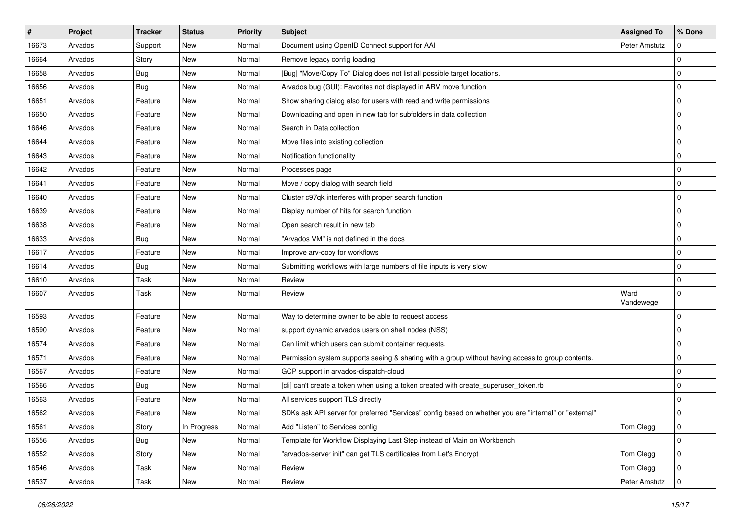| # | Project | Tracker | Status | Priority | Subject | Assigned To | % Done |
|---|---|---|---|---|---|---|---|
| 16673 | Arvados | Support | New | Normal | Document using OpenID Connect support for AAI | Peter Amstutz | 0 |
| 16664 | Arvados | Story | New | Normal | Remove legacy config loading | | 0 |
| 16658 | Arvados | Bug | New | Normal | [Bug] "Move/Copy To" Dialog does not list all possible target locations. | | 0 |
| 16656 | Arvados | Bug | New | Normal | Arvados bug (GUI): Favorites not displayed in ARV move function | | 0 |
| 16651 | Arvados | Feature | New | Normal | Show sharing dialog also for users with read and write permissions | | 0 |
| 16650 | Arvados | Feature | New | Normal | Downloading and open in new tab for subfolders in data collection | | 0 |
| 16646 | Arvados | Feature | New | Normal | Search in Data collection | | 0 |
| 16644 | Arvados | Feature | New | Normal | Move files into existing collection | | 0 |
| 16643 | Arvados | Feature | New | Normal | Notification functionality | | 0 |
| 16642 | Arvados | Feature | New | Normal | Processes page | | 0 |
| 16641 | Arvados | Feature | New | Normal | Move / copy dialog with search field | | 0 |
| 16640 | Arvados | Feature | New | Normal | Cluster c97qk interferes with proper search function | | 0 |
| 16639 | Arvados | Feature | New | Normal | Display number of hits for search function | | 0 |
| 16638 | Arvados | Feature | New | Normal | Open search result in new tab | | 0 |
| 16633 | Arvados | Bug | New | Normal | "Arvados VM" is not defined in the docs | | 0 |
| 16617 | Arvados | Feature | New | Normal | Improve arv-copy for workflows | | 0 |
| 16614 | Arvados | Bug | New | Normal | Submitting workflows with large numbers of file inputs is very slow | | 0 |
| 16610 | Arvados | Task | New | Normal | Review | | 0 |
| 16607 | Arvados | Task | New | Normal | Review | Ward Vandewege | 0 |
| 16593 | Arvados | Feature | New | Normal | Way to determine owner to be able to request access | | 0 |
| 16590 | Arvados | Feature | New | Normal | support dynamic arvados users on shell nodes (NSS) | | 0 |
| 16574 | Arvados | Feature | New | Normal | Can limit which users can submit container requests. | | 0 |
| 16571 | Arvados | Feature | New | Normal | Permission system supports seeing & sharing with a group without having access to group contents. | | 0 |
| 16567 | Arvados | Feature | New | Normal | GCP support in arvados-dispatch-cloud | | 0 |
| 16566 | Arvados | Bug | New | Normal | [cli] can't create a token when using a token created with create_superuser_token.rb | | 0 |
| 16563 | Arvados | Feature | New | Normal | All services support TLS directly | | 0 |
| 16562 | Arvados | Feature | New | Normal | SDKs ask API server for preferred "Services" config based on whether you are "internal" or "external" | | 0 |
| 16561 | Arvados | Story | In Progress | Normal | Add "Listen" to Services config | Tom Clegg | 0 |
| 16556 | Arvados | Bug | New | Normal | Template for Workflow Displaying Last Step instead of Main on Workbench | | 0 |
| 16552 | Arvados | Story | New | Normal | "arvados-server init" can get TLS certificates from Let's Encrypt | Tom Clegg | 0 |
| 16546 | Arvados | Task | New | Normal | Review | Tom Clegg | 0 |
| 16537 | Arvados | Task | New | Normal | Review | Peter Amstutz | 0 |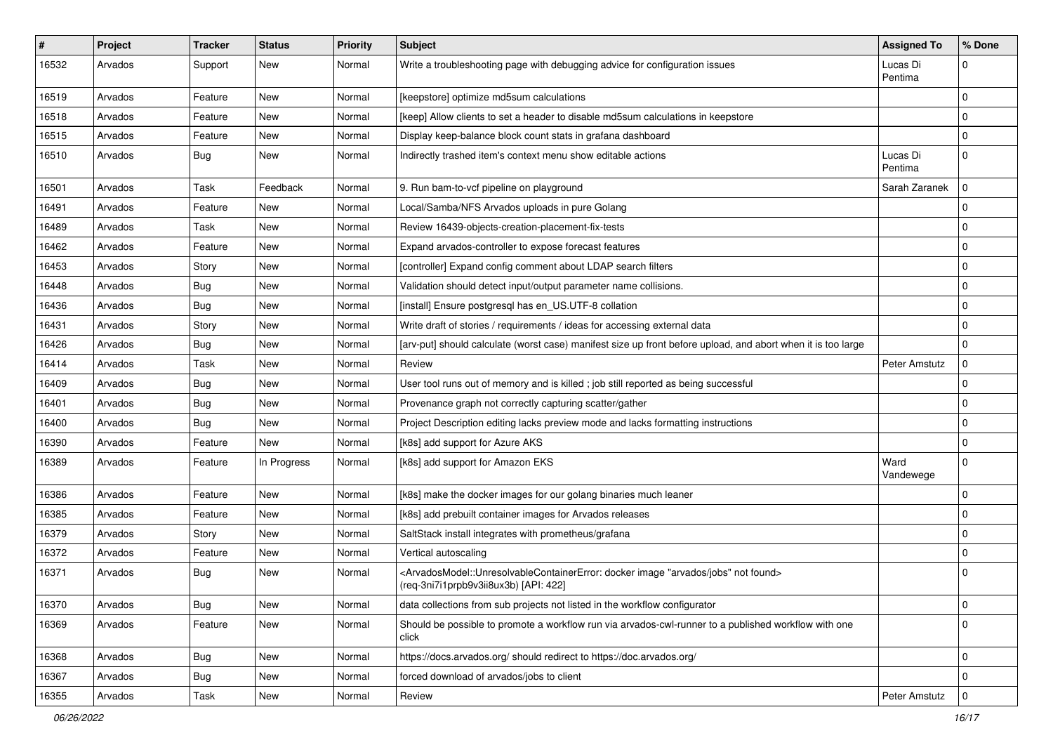| # | Project | Tracker | Status | Priority | Subject | Assigned To | % Done |
|---|---|---|---|---|---|---|---|
| 16532 | Arvados | Support | New | Normal | Write a troubleshooting page with debugging advice for configuration issues | Lucas Di Pentima | 0 |
| 16519 | Arvados | Feature | New | Normal | [keepstore] optimize md5sum calculations | | 0 |
| 16518 | Arvados | Feature | New | Normal | [keep] Allow clients to set a header to disable md5sum calculations in keepstore | | 0 |
| 16515 | Arvados | Feature | New | Normal | Display keep-balance block count stats in grafana dashboard | | 0 |
| 16510 | Arvados | Bug | New | Normal | Indirectly trashed item's context menu show editable actions | Lucas Di Pentima | 0 |
| 16501 | Arvados | Task | Feedback | Normal | 9. Run bam-to-vcf pipeline on playground | Sarah Zaranek | 0 |
| 16491 | Arvados | Feature | New | Normal | Local/Samba/NFS Arvados uploads in pure Golang | | 0 |
| 16489 | Arvados | Task | New | Normal | Review 16439-objects-creation-placement-fix-tests | | 0 |
| 16462 | Arvados | Feature | New | Normal | Expand arvados-controller to expose forecast features | | 0 |
| 16453 | Arvados | Story | New | Normal | [controller] Expand config comment about LDAP search filters | | 0 |
| 16448 | Arvados | Bug | New | Normal | Validation should detect input/output parameter name collisions. | | 0 |
| 16436 | Arvados | Bug | New | Normal | [install] Ensure postgresql has en_US.UTF-8 collation | | 0 |
| 16431 | Arvados | Story | New | Normal | Write draft of stories / requirements / ideas for accessing external data | | 0 |
| 16426 | Arvados | Bug | New | Normal | [arv-put] should calculate (worst case) manifest size up front before upload, and abort when it is too large | | 0 |
| 16414 | Arvados | Task | New | Normal | Review | Peter Amstutz | 0 |
| 16409 | Arvados | Bug | New | Normal | User tool runs out of memory and is killed ; job still reported as being successful | | 0 |
| 16401 | Arvados | Bug | New | Normal | Provenance graph not correctly capturing scatter/gather | | 0 |
| 16400 | Arvados | Bug | New | Normal | Project Description editing lacks preview mode and lacks formatting instructions | | 0 |
| 16390 | Arvados | Feature | New | Normal | [k8s] add support for Azure AKS | | 0 |
| 16389 | Arvados | Feature | In Progress | Normal | [k8s] add support for Amazon EKS | Ward Vandewege | 0 |
| 16386 | Arvados | Feature | New | Normal | [k8s] make the docker images for our golang binaries much leaner | | 0 |
| 16385 | Arvados | Feature | New | Normal | [k8s] add prebuilt container images for Arvados releases | | 0 |
| 16379 | Arvados | Story | New | Normal | SaltStack install integrates with prometheus/grafana | | 0 |
| 16372 | Arvados | Feature | New | Normal | Vertical autoscaling | | 0 |
| 16371 | Arvados | Bug | New | Normal | <ArvadosModel::UnresolvableContainerError: docker image "arvados/jobs" not found> (req-3ni7i1prpb9v3ii8ux3b) [API: 422] | | 0 |
| 16370 | Arvados | Bug | New | Normal | data collections from sub projects not listed in the workflow configurator | | 0 |
| 16369 | Arvados | Feature | New | Normal | Should be possible to promote a workflow run via arvados-cwl-runner to a published workflow with one click | | 0 |
| 16368 | Arvados | Bug | New | Normal | https://docs.arvados.org/ should redirect to https://doc.arvados.org/ | | 0 |
| 16367 | Arvados | Bug | New | Normal | forced download of arvados/jobs to client | | 0 |
| 16355 | Arvados | Task | New | Normal | Review | Peter Amstutz | 0 |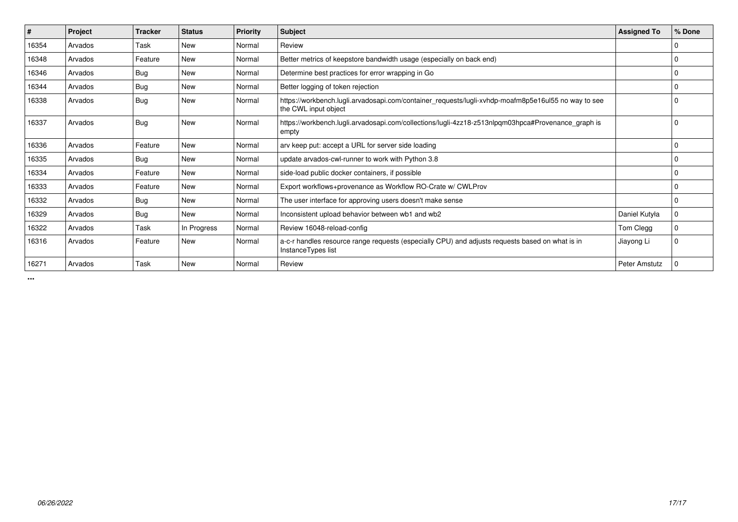| # | Project | Tracker | Status | Priority | Subject | Assigned To | % Done |
|---|---|---|---|---|---|---|---|
| 16354 | Arvados | Task | New | Normal | Review | | 0 |
| 16348 | Arvados | Feature | New | Normal | Better metrics of keepstore bandwidth usage (especially on back end) | | 0 |
| 16346 | Arvados | Bug | New | Normal | Determine best practices for error wrapping in Go | | 0 |
| 16344 | Arvados | Bug | New | Normal | Better logging of token rejection | | 0 |
| 16338 | Arvados | Bug | New | Normal | https://workbench.lugli.arvadosapi.com/container_requests/lugli-xvhdp-moafm8p5e16ul55 no way to see the CWL input object | | 0 |
| 16337 | Arvados | Bug | New | Normal | https://workbench.lugli.arvadosapi.com/collections/lugli-4zz18-z513nlpqm03hpca#Provenance_graph is empty | | 0 |
| 16336 | Arvados | Feature | New | Normal | arv keep put: accept a URL for server side loading | | 0 |
| 16335 | Arvados | Bug | New | Normal | update arvados-cwl-runner to work with Python 3.8 | | 0 |
| 16334 | Arvados | Feature | New | Normal | side-load public docker containers, if possible | | 0 |
| 16333 | Arvados | Feature | New | Normal | Export workflows+provenance as Workflow RO-Crate w/ CWLProv | | 0 |
| 16332 | Arvados | Bug | New | Normal | The user interface for approving users doesn't make sense | | 0 |
| 16329 | Arvados | Bug | New | Normal | Inconsistent upload behavior between wb1 and wb2 | Daniel Kutyła | 0 |
| 16322 | Arvados | Task | In Progress | Normal | Review 16048-reload-config | Tom Clegg | 0 |
| 16316 | Arvados | Feature | New | Normal | a-c-r handles resource range requests (especially CPU) and adjusts requests based on what is in InstanceTypes list | Jiayong Li | 0 |
| 16271 | Arvados | Task | New | Normal | Review | Peter Amstutz | 0 |

...